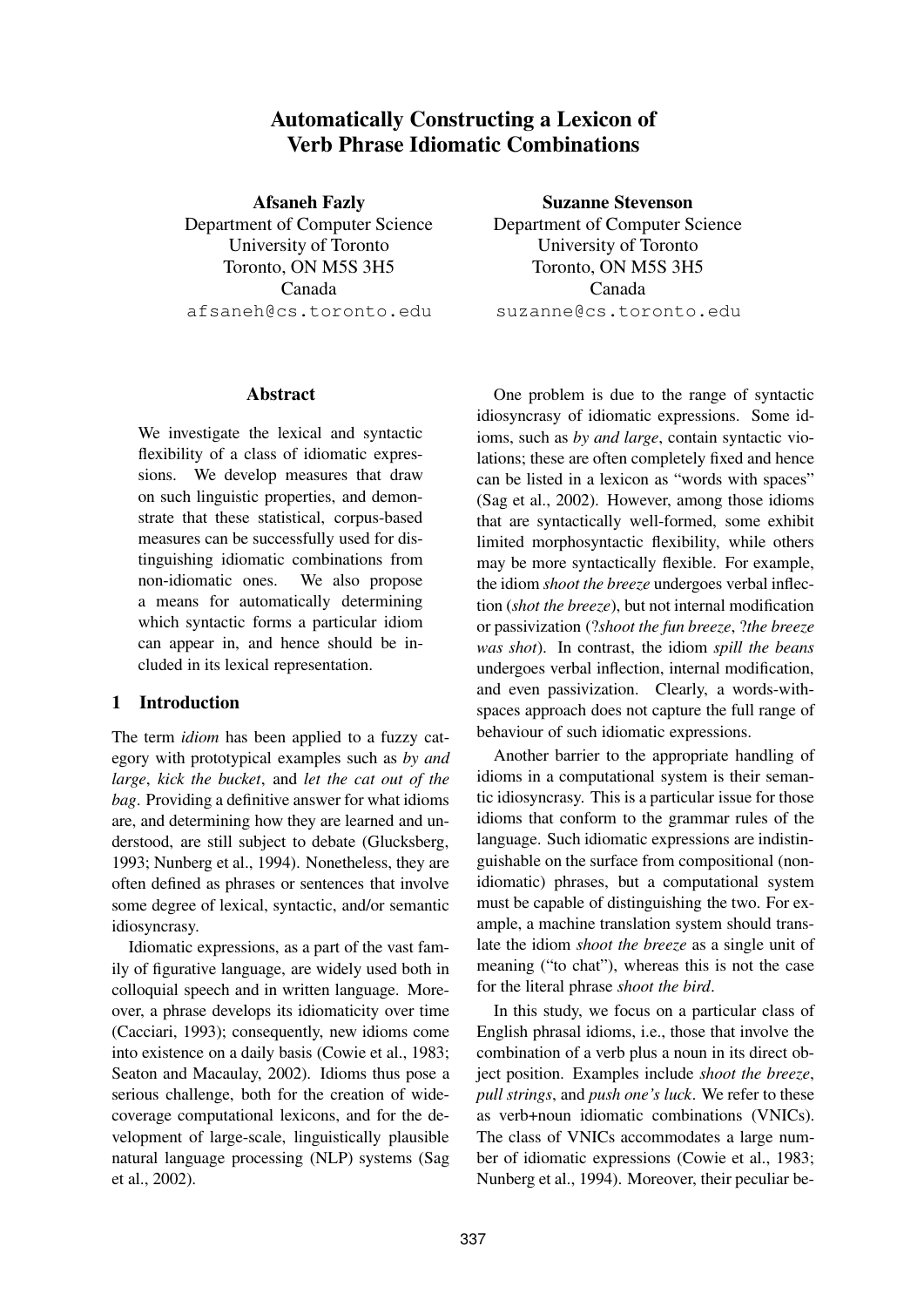# Automatically Constructing a Lexicon of Verb Phrase Idiomatic Combinations

**Afsaneh Fazly**
Department of Computer Science
University of Toronto
Toronto, ON M5S 3H5
Canada
afsaneh@cs.toronto.edu

**Suzanne Stevenson**
Department of Computer Science
University of Toronto
Toronto, ON M5S 3H5
Canada
suzanne@cs.toronto.edu

## Abstract

We investigate the lexical and syntactic flexibility of a class of idiomatic expressions. We develop measures that draw on such linguistic properties, and demonstrate that these statistical, corpus-based measures can be successfully used for distinguishing idiomatic combinations from non-idiomatic ones. We also propose a means for automatically determining which syntactic forms a particular idiom can appear in, and hence should be included in its lexical representation.

## 1 Introduction

The term *idiom* has been applied to a fuzzy category with prototypical examples such as *by and large*, *kick the bucket*, and *let the cat out of the bag*. Providing a definitive answer for what idioms are, and determining how they are learned and understood, are still subject to debate (Glucksberg, 1993; Nunberg et al., 1994). Nonetheless, they are often defined as phrases or sentences that involve some degree of lexical, syntactic, and/or semantic idiosyncrasy.

Idiomatic expressions, as a part of the vast family of figurative language, are widely used both in colloquial speech and in written language. Moreover, a phrase develops its idiomaticity over time (Cacciari, 1993); consequently, new idioms come into existence on a daily basis (Cowie et al., 1983; Seaton and Macaulay, 2002). Idioms thus pose a serious challenge, both for the creation of wide-coverage computational lexicons, and for the development of large-scale, linguistically plausible natural language processing (NLP) systems (Sag et al., 2002).

One problem is due to the range of syntactic idiosyncrasy of idiomatic expressions. Some idioms, such as *by and large*, contain syntactic violations; these are often completely fixed and hence can be listed in a lexicon as "words with spaces" (Sag et al., 2002). However, among those idioms that are syntactically well-formed, some exhibit limited morphosyntactic flexibility, while others may be more syntactically flexible. For example, the idiom *shoot the breeze* undergoes verbal inflection (*shot the breeze*), but not internal modification or passivization (?*shoot the fun breeze*, ?*the breeze was shot*). In contrast, the idiom *spill the beans* undergoes verbal inflection, internal modification, and even passivization. Clearly, a words-with-spaces approach does not capture the full range of behaviour of such idiomatic expressions.

Another barrier to the appropriate handling of idioms in a computational system is their semantic idiosyncrasy. This is a particular issue for those idioms that conform to the grammar rules of the language. Such idiomatic expressions are indistinguishable on the surface from compositional (non-idiomatic) phrases, but a computational system must be capable of distinguishing the two. For example, a machine translation system should translate the idiom *shoot the breeze* as a single unit of meaning ("to chat"), whereas this is not the case for the literal phrase *shoot the bird*.

In this study, we focus on a particular class of English phrasal idioms, i.e., those that involve the combination of a verb plus a noun in its direct object position. Examples include *shoot the breeze*, *pull strings*, and *push one's luck*. We refer to these as verb+noun idiomatic combinations (VNICs). The class of VNICs accommodates a large number of idiomatic expressions (Cowie et al., 1983; Nunberg et al., 1994). Moreover, their peculiar be-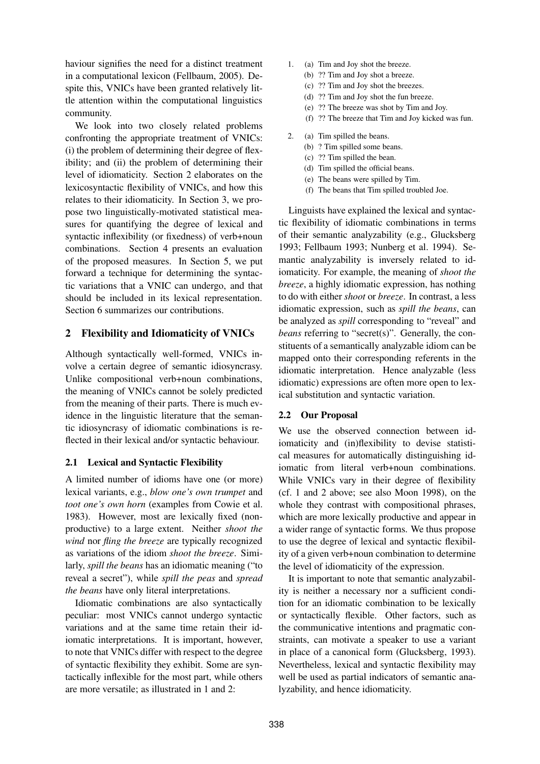haviour signifies the need for a distinct treatment in a computational lexicon (Fellbaum, 2005). Despite this, VNICs have been granted relatively little attention within the computational linguistics community.

We look into two closely related problems confronting the appropriate treatment of VNICs: (i) the problem of determining their degree of flexibility; and (ii) the problem of determining their level of idiomaticity. Section 2 elaborates on the lexicosyntactic flexibility of VNICs, and how this relates to their idiomaticity. In Section 3, we propose two linguistically-motivated statistical measures for quantifying the degree of lexical and syntactic inflexibility (or fixedness) of verb+noun combinations. Section 4 presents an evaluation of the proposed measures. In Section 5, we put forward a technique for determining the syntactic variations that a VNIC can undergo, and that should be included in its lexical representation. Section 6 summarizes our contributions.

## 2 Flexibility and Idiomaticity of VNICs

Although syntactically well-formed, VNICs involve a certain degree of semantic idiosyncrasy. Unlike compositional verb+noun combinations, the meaning of VNICs cannot be solely predicted from the meaning of their parts. There is much evidence in the linguistic literature that the semantic idiosyncrasy of idiomatic combinations is reflected in their lexical and/or syntactic behaviour.

### 2.1 Lexical and Syntactic Flexibility

A limited number of idioms have one (or more) lexical variants, e.g., *blow one's own trumpet* and *toot one's own horn* (examples from Cowie et al. 1983). However, most are lexically fixed (non-productive) to a large extent. Neither *shoot the wind* nor *fling the breeze* are typically recognized as variations of the idiom *shoot the breeze*. Similarly, *spill the beans* has an idiomatic meaning ("to reveal a secret"), while *spill the peas* and *spread the beans* have only literal interpretations.

Idiomatic combinations are also syntactically peculiar: most VNICs cannot undergo syntactic variations and at the same time retain their idiomatic interpretations. It is important, however, to note that VNICs differ with respect to the degree of syntactic flexibility they exhibit. Some are syntactically inflexible for the most part, while others are more versatile; as illustrated in 1 and 2:

1. (a) Tim and Joy shot the breeze.
   (b) ?? Tim and Joy shot a breeze.
   (c) ?? Tim and Joy shot the breezes.
   (d) ?? Tim and Joy shot the fun breeze.
   (e) ?? The breeze was shot by Tim and Joy.
   (f) ?? The breeze that Tim and Joy kicked was fun.

2. (a) Tim spilled the beans.
   (b) ? Tim spilled some beans.
   (c) ?? Tim spilled the bean.
   (d) Tim spilled the official beans.
   (e) The beans were spilled by Tim.
   (f) The beans that Tim spilled troubled Joe.

Linguists have explained the lexical and syntactic flexibility of idiomatic combinations in terms of their semantic analyzability (e.g., Glucksberg 1993; Fellbaum 1993; Nunberg et al. 1994). Semantic analyzability is inversely related to idiomaticity. For example, the meaning of *shoot the breeze*, a highly idiomatic expression, has nothing to do with either *shoot* or *breeze*. In contrast, a less idiomatic expression, such as *spill the beans*, can be analyzed as *spill* corresponding to "reveal" and *beans* referring to "secret(s)". Generally, the constituents of a semantically analyzable idiom can be mapped onto their corresponding referents in the idiomatic interpretation. Hence analyzable (less idiomatic) expressions are often more open to lexical substitution and syntactic variation.

### 2.2 Our Proposal

We use the observed connection between idiomaticity and (in)flexibility to devise statistical measures for automatically distinguishing idiomatic from literal verb+noun combinations. While VNICs vary in their degree of flexibility (cf. 1 and 2 above; see also Moon 1998), on the whole they contrast with compositional phrases, which are more lexically productive and appear in a wider range of syntactic forms. We thus propose to use the degree of lexical and syntactic flexibility of a given verb+noun combination to determine the level of idiomaticity of the expression.

It is important to note that semantic analyzability is neither a necessary nor a sufficient condition for an idiomatic combination to be lexically or syntactically flexible. Other factors, such as the communicative intentions and pragmatic constraints, can motivate a speaker to use a variant in place of a canonical form (Glucksberg, 1993). Nevertheless, lexical and syntactic flexibility may well be used as partial indicators of semantic analyzability, and hence idiomaticity.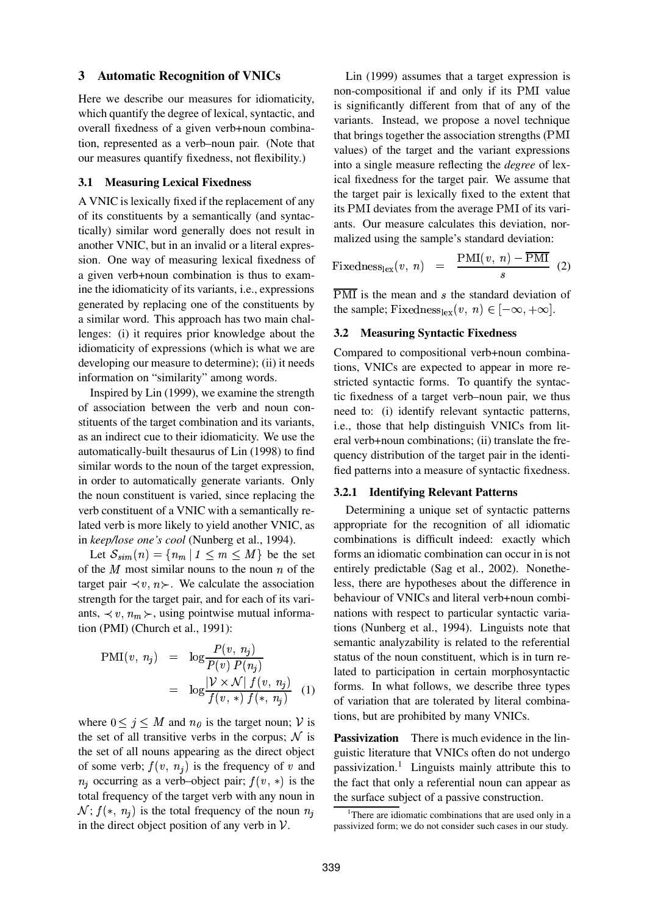## 3 Automatic Recognition of VNICs

Here we describe our measures for idiomaticity, which quantify the degree of lexical, syntactic, and overall fixedness of a given verb+noun combination, represented as a verb–noun pair. (Note that our measures quantify fixedness, not flexibility.)

### 3.1 Measuring Lexical Fixedness

A VNIC is lexically fixed if the replacement of any of its constituents by a semantically (and syntactically) similar word generally does not result in another VNIC, but in an invalid or a literal expression. One way of measuring lexical fixedness of a given verb+noun combination is thus to examine the idiomaticity of its variants, i.e., expressions generated by replacing one of the constituents by a similar word. This approach has two main challenges: (i) it requires prior knowledge about the idiomaticity of expressions (which is what we are developing our measure to determine); (ii) it needs information on "similarity" among words.

Inspired by Lin (1999), we examine the strength of association between the verb and noun constituents of the target combination and its variants, as an indirect cue to their idiomaticity. We use the automatically-built thesaurus of Lin (1998) to find similar words to the noun of the target expression, in order to automatically generate variants. Only the noun constituent is varied, since replacing the verb constituent of a VNIC with a semantically related verb is more likely to yield another VNIC, as in *keep/lose one's cool* (Nunberg et al., 1994).

Let $\mathcal{S}_{sim}(n) = \{n_m \mid 1 \leq m \leq M\}$ be the set of the $M$ most similar nouns to the noun $n$ of the target pair $\prec v, n \succ$. We calculate the association strength for the target pair, and for each of its variants, $\prec v, n_m \succ$, using pointwise mutual information (PMI) (Church et al., 1991):

$$\begin{aligned} \mathrm{PMI}(v, n_j) &= \log \frac{P(v, n_j)}{P(v)\,P(n_j)} \\ &= \log \frac{|\mathcal{V} \times \mathcal{N}|\, f(v, n_j)}{f(v, *)\, f(*, n_j)} \quad (1) \end{aligned}$$

where $0 \leq j \leq M$ and $n_0$ is the target noun; $\mathcal{V}$ is the set of all transitive verbs in the corpus; $\mathcal{N}$ is the set of all nouns appearing as the direct object of some verb; $f(v, n_j)$ is the frequency of $v$ and $n_j$ occurring as a verb–object pair; $f(v, *)$ is the total frequency of the target verb with any noun in $\mathcal{N}$; $f(*, n_j)$ is the total frequency of the noun $n_j$ in the direct object position of any verb in $\mathcal{V}$.

Lin (1999) assumes that a target expression is non-compositional if and only if its PMI value is significantly different from that of any of the variants. Instead, we propose a novel technique that brings together the association strengths (PMI values) of the target and the variant expressions into a single measure reflecting the *degree* of lexical fixedness for the target pair. We assume that the target pair is lexically fixed to the extent that its PMI deviates from the average PMI of its variants. Our measure calculates this deviation, normalized using the sample's standard deviation:

$$\mathrm{Fixedness}_{\mathrm{lex}}(v, n) = \frac{\mathrm{PMI}(v, n) - \overline{\mathrm{PMI}}}{s} \quad (2)$$

$\overline{\mathrm{PMI}}$ is the mean and $s$ the standard deviation of the sample; $\mathrm{Fixedness}_{\mathrm{lex}}(v, n) \in [-\infty, +\infty]$.

### 3.2 Measuring Syntactic Fixedness

Compared to compositional verb+noun combinations, VNICs are expected to appear in more restricted syntactic forms. To quantify the syntactic fixedness of a target verb–noun pair, we thus need to: (i) identify relevant syntactic patterns, i.e., those that help distinguish VNICs from literal verb+noun combinations; (ii) translate the frequency distribution of the target pair in the identified patterns into a measure of syntactic fixedness.

#### 3.2.1 Identifying Relevant Patterns

Determining a unique set of syntactic patterns appropriate for the recognition of all idiomatic combinations is difficult indeed: exactly which forms an idiomatic combination can occur in is not entirely predictable (Sag et al., 2002). Nonetheless, there are hypotheses about the difference in behaviour of VNICs and literal verb+noun combinations with respect to particular syntactic variations (Nunberg et al., 1994). Linguists note that semantic analyzability is related to the referential status of the noun constituent, which is in turn related to participation in certain morphosyntactic forms. In what follows, we describe three types of variation that are tolerated by literal combinations, but are prohibited by many VNICs.

**Passivization** There is much evidence in the linguistic literature that VNICs often do not undergo passivization.[1] Linguists mainly attribute this to the fact that only a referential noun can appear as the surface subject of a passive construction.

[1] There are idiomatic combinations that are used only in a passivized form; we do not consider such cases in our study.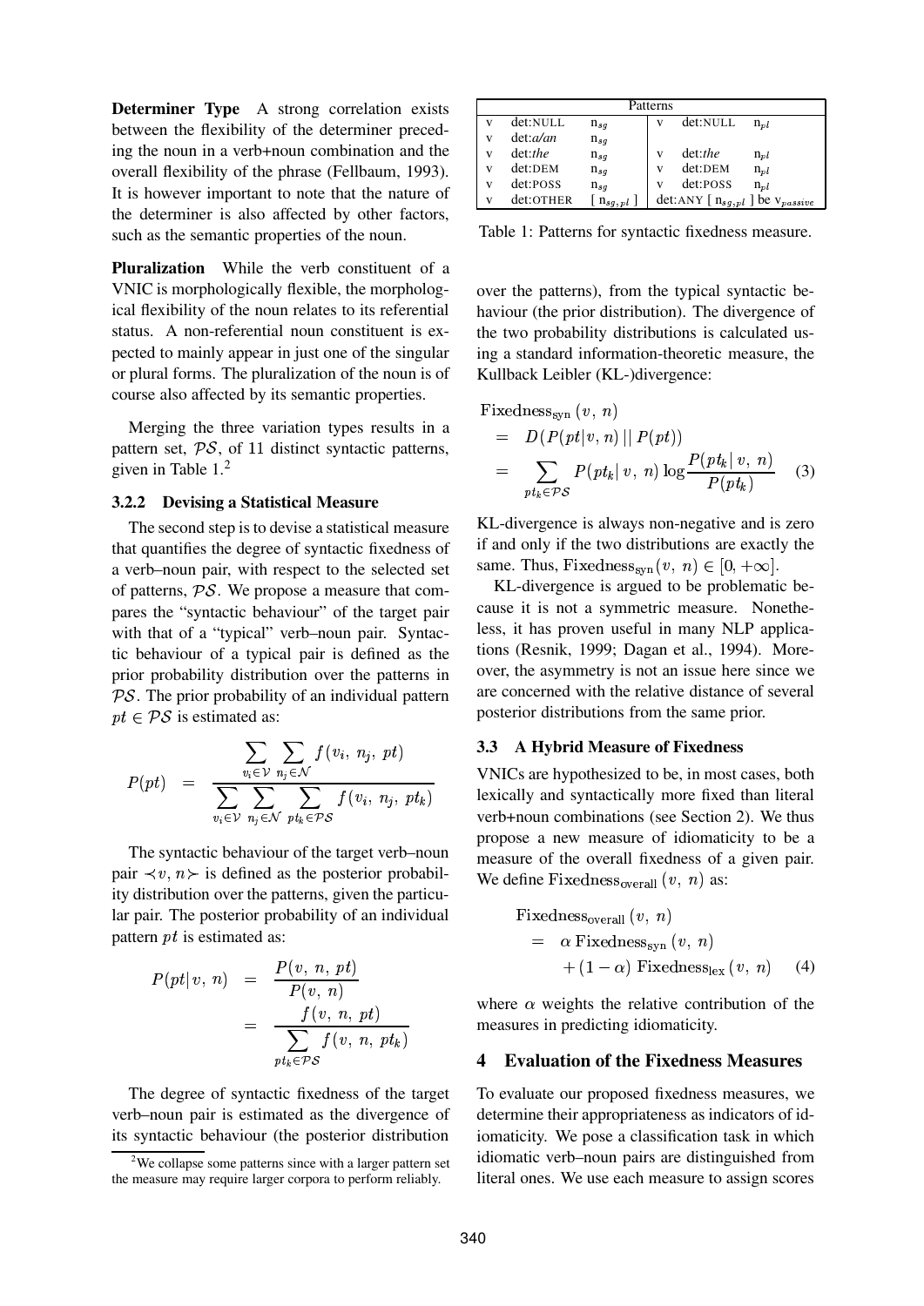**Determiner Type** A strong correlation exists between the flexibility of the determiner preceding the noun in a verb+noun combination and the overall flexibility of the phrase (Fellbaum, 1993). It is however important to note that the nature of the determiner is also affected by other factors, such as the semantic properties of the noun.

**Pluralization** While the verb constituent of a VNIC is morphologically flexible, the morphological flexibility of the noun relates to its referential status. A non-referential noun constituent is expected to mainly appear in just one of the singular or plural forms. The pluralization of the noun is of course also affected by its semantic properties.

Merging the three variation types results in a pattern set, $\mathcal{PS}$, of 11 distinct syntactic patterns, given in Table 1.[2]

| Patterns | | | | | |
|---|---|---|---|---|---|
| v | det:NULL | $n_{sg}$ | v | det:NULL | $n_{pl}$ |
| v | det:*a/an* | $n_{sg}$ | | | |
| v | det:*the* | $n_{sg}$ | v | det:*the* | $n_{pl}$ |
| v | det:DEM | $n_{sg}$ | v | det:DEM | $n_{pl}$ |
| v | det:POSS | $n_{sg}$ | v | det:POSS | $n_{pl}$ |
| v | det:OTHER | [ $n_{sg,pl}$ ] | det:ANY [ $n_{sg,pl}$ ] be $v_{passive}$ | | |

Table 1: Patterns for syntactic fixedness measure.

### 3.2.2 Devising a Statistical Measure

The second step is to devise a statistical measure that quantifies the degree of syntactic fixedness of a verb–noun pair, with respect to the selected set of patterns, $\mathcal{PS}$. We propose a measure that compares the "syntactic behaviour" of the target pair with that of a "typical" verb–noun pair. Syntactic behaviour of a typical pair is defined as the prior probability distribution over the patterns in $\mathcal{PS}$. The prior probability of an individual pattern $pt \in \mathcal{PS}$ is estimated as:

$$P(pt) = \frac{\sum_{v_i \in \mathcal{V}} \sum_{n_j \in \mathcal{N}} f(v_i,\ n_j,\ pt)}{\sum_{v_i \in \mathcal{V}} \sum_{n_j \in \mathcal{N}} \sum_{pt_k \in \mathcal{PS}} f(v_i,\ n_j,\ pt_k)}$$

The syntactic behaviour of the target verb–noun pair $\prec v, n \succ$ is defined as the posterior probability distribution over the patterns, given the particular pair. The posterior probability of an individual pattern $pt$ is estimated as:

$$\begin{aligned} P(pt|\,v,\ n) &= \frac{P(v,\ n,\ pt)}{P(v,\ n)} \\ &= \frac{f(v,\ n,\ pt)}{\sum_{pt_k \in \mathcal{PS}} f(v,\ n,\ pt_k)} \end{aligned}$$

The degree of syntactic fixedness of the target verb–noun pair is estimated as the divergence of its syntactic behaviour (the posterior distribution over the patterns), from the typical syntactic behaviour (the prior distribution). The divergence of the two probability distributions is calculated using a standard information-theoretic measure, the Kullback Leibler (KL-)divergence:

$$\begin{aligned} &\text{Fixedness}_{\text{syn}}\,(v,\ n) \\ &= D(P(pt|v,n)\,||\,P(pt)) \\ &= \sum_{pt_k \in \mathcal{PS}} P(pt_k|\,v,\ n) \log \frac{P(pt_k|\,v,\ n)}{P(pt_k)} \quad (3) \end{aligned}$$

KL-divergence is always non-negative and is zero if and only if the two distributions are exactly the same. Thus, $\text{Fixedness}_{\text{syn}}(v,\ n) \in [0, +\infty]$.

KL-divergence is argued to be problematic because it is not a symmetric measure. Nonetheless, it has proven useful in many NLP applications (Resnik, 1999; Dagan et al., 1994). Moreover, the asymmetry is not an issue here since we are concerned with the relative distance of several posterior distributions from the same prior.

## 3.3 A Hybrid Measure of Fixedness

VNICs are hypothesized to be, in most cases, both lexically and syntactically more fixed than literal verb+noun combinations (see Section 2). We thus propose a new measure of idiomaticity to be a measure of the overall fixedness of a given pair. We define $\text{Fixedness}_{\text{overall}}\,(v,\ n)$ as:

$$\begin{aligned} &\text{Fixedness}_{\text{overall}}\,(v,\ n) \\ &= \alpha\ \text{Fixedness}_{\text{syn}}\,(v,\ n) \\ &\quad + (1-\alpha)\ \text{Fixedness}_{\text{lex}}\,(v,\ n) \quad (4) \end{aligned}$$

where $\alpha$ weights the relative contribution of the measures in predicting idiomaticity.

# 4 Evaluation of the Fixedness Measures

To evaluate our proposed fixedness measures, we determine their appropriateness as indicators of idiomaticity. We pose a classification task in which idiomatic verb–noun pairs are distinguished from literal ones. We use each measure to assign scores

[2] We collapse some patterns since with a larger pattern set the measure may require larger corpora to perform reliably.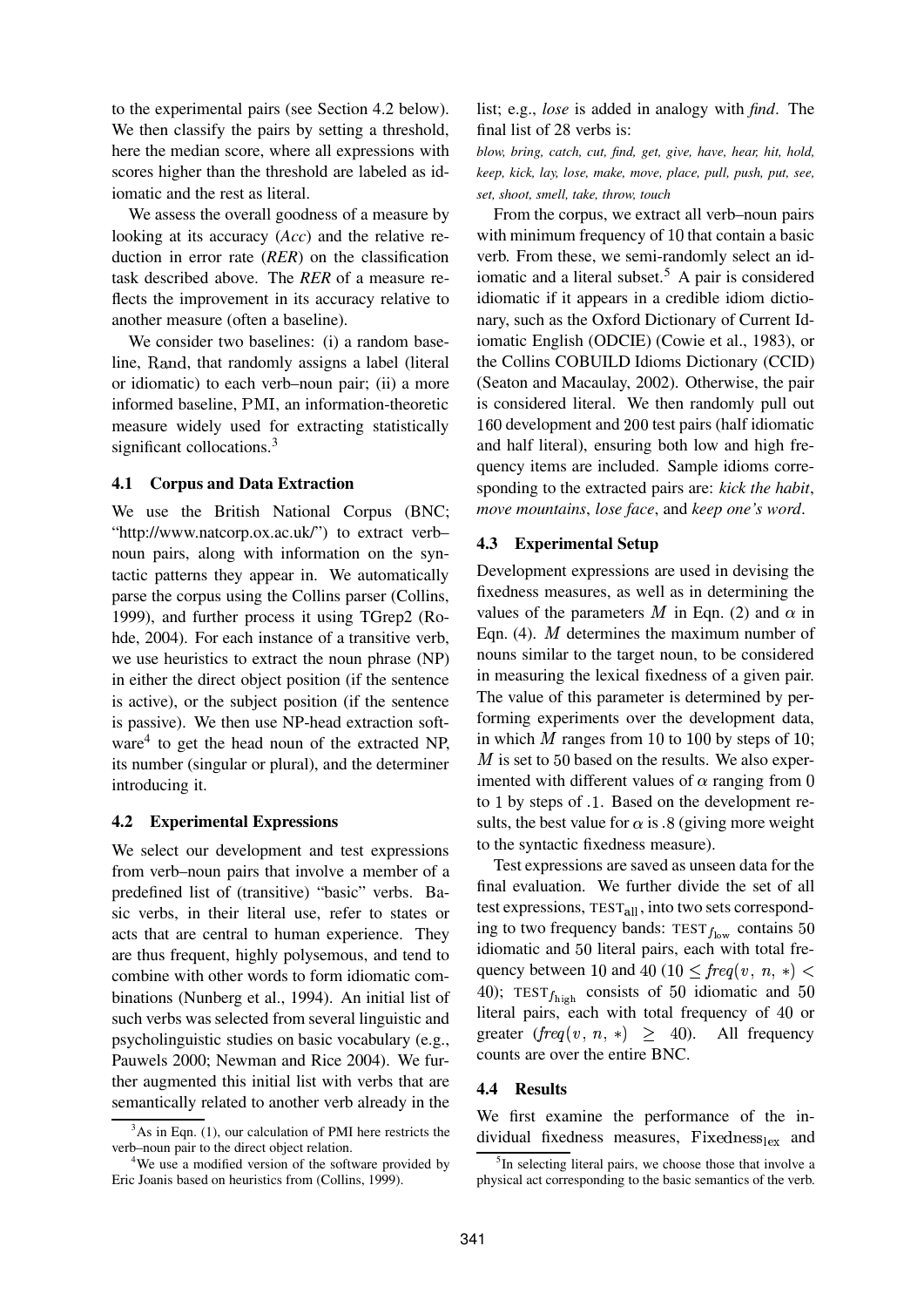to the experimental pairs (see Section 4.2 below). We then classify the pairs by setting a threshold, here the median score, where all expressions with scores higher than the threshold are labeled as idiomatic and the rest as literal.

We assess the overall goodness of a measure by looking at its accuracy (*Acc*) and the relative reduction in error rate (*RER*) on the classification task described above. The *RER* of a measure reflects the improvement in its accuracy relative to another measure (often a baseline).

We consider two baselines: (i) a random baseline, $\mathrm{Rand}$, that randomly assigns a label (literal or idiomatic) to each verb–noun pair; (ii) a more informed baseline, $\mathrm{PMI}$, an information-theoretic measure widely used for extracting statistically significant collocations.[3]

### 4.1 Corpus and Data Extraction

We use the British National Corpus (BNC; "http://www.natcorp.ox.ac.uk/") to extract verb–noun pairs, along with information on the syntactic patterns they appear in. We automatically parse the corpus using the Collins parser (Collins, 1999), and further process it using TGrep2 (Rohde, 2004). For each instance of a transitive verb, we use heuristics to extract the noun phrase (NP) in either the direct object position (if the sentence is active), or the subject position (if the sentence is passive). We then use NP-head extraction software[4] to get the head noun of the extracted NP, its number (singular or plural), and the determiner introducing it.

### 4.2 Experimental Expressions

We select our development and test expressions from verb–noun pairs that involve a member of a predefined list of (transitive) "basic" verbs. Basic verbs, in their literal use, refer to states or acts that are central to human experience. They are thus frequent, highly polysemous, and tend to combine with other words to form idiomatic combinations (Nunberg et al., 1994). An initial list of such verbs was selected from several linguistic and psycholinguistic studies on basic vocabulary (e.g., Pauwels 2000; Newman and Rice 2004). We further augmented this initial list with verbs that are semantically related to another verb already in the list; e.g., *lose* is added in analogy with *find*. The final list of 28 verbs is:

*blow, bring, catch, cut, find, get, give, have, hear, hit, hold, keep, kick, lay, lose, make, move, place, pull, push, put, see, set, shoot, smell, take, throw, touch*

From the corpus, we extract all verb–noun pairs with minimum frequency of 10 that contain a basic verb. From these, we semi-randomly select an idiomatic and a literal subset.[5] A pair is considered idiomatic if it appears in a credible idiom dictionary, such as the Oxford Dictionary of Current Idiomatic English (ODCIE) (Cowie et al., 1983), or the Collins COBUILD Idioms Dictionary (CCID) (Seaton and Macaulay, 2002). Otherwise, the pair is considered literal. We then randomly pull out 160 development and 200 test pairs (half idiomatic and half literal), ensuring both low and high frequency items are included. Sample idioms corresponding to the extracted pairs are: *kick the habit*, *move mountains*, *lose face*, and *keep one's word*.

### 4.3 Experimental Setup

Development expressions are used in devising the fixedness measures, as well as in determining the values of the parameters $M$ in Eqn. (2) and $\alpha$ in Eqn. (4). $M$ determines the maximum number of nouns similar to the target noun, to be considered in measuring the lexical fixedness of a given pair. The value of this parameter is determined by performing experiments over the development data, in which $M$ ranges from 10 to 100 by steps of 10; $M$ is set to 50 based on the results. We also experimented with different values of $\alpha$ ranging from 0 to 1 by steps of .1. Based on the development results, the best value for $\alpha$ is .8 (giving more weight to the syntactic fixedness measure).

Test expressions are saved as unseen data for the final evaluation. We further divide the set of all test expressions, $\mathrm{TEST}_{\mathrm{all}}$, into two sets corresponding to two frequency bands: $\mathrm{TEST}_{f_{\mathrm{low}}}$ contains 50 idiomatic and 50 literal pairs, each with total frequency between 10 and 40 ($10 \leq \mathit{freq}(v,\ n,\ *) < 40$); $\mathrm{TEST}_{f_{\mathrm{high}}}$ consists of 50 idiomatic and 50 literal pairs, each with total frequency of 40 or greater ($\mathit{freq}(v,\ n,\ *) \geq 40$). All frequency counts are over the entire BNC.

### 4.4 Results

We first examine the performance of the individual fixedness measures, $\mathrm{Fixedness}_{\mathrm{lex}}$ and

[3] As in Eqn. (1), our calculation of PMI here restricts the verb–noun pair to the direct object relation.

[4] We use a modified version of the software provided by Eric Joanis based on heuristics from (Collins, 1999).

[5] In selecting literal pairs, we choose those that involve a physical act corresponding to the basic semantics of the verb.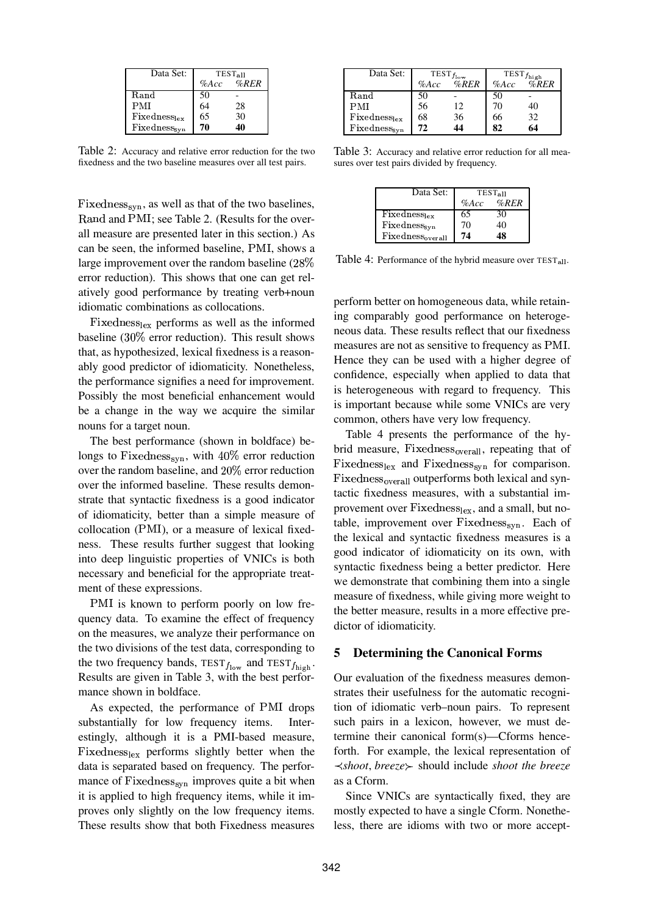| Data Set: | $\text{TEST}_{\text{all}}$ | |
|---|---|---|
| | *%Acc* | *%RER* |
| Rand | 50 | - |
| PMI | 64 | 28 |
| $\text{Fixedness}_{\text{lex}}$ | 65 | 30 |
| $\text{Fixedness}_{\text{syn}}$ | **70** | **40** |

Table 2: Accuracy and relative error reduction for the two fixedness and the two baseline measures over all test pairs.

$\text{Fixedness}_{\text{syn}}$, as well as that of the two baselines, Rand and PMI; see Table 2. (Results for the overall measure are presented later in this section.) As can be seen, the informed baseline, PMI, shows a large improvement over the random baseline (28% error reduction). This shows that one can get relatively good performance by treating verb+noun idiomatic combinations as collocations.

$\text{Fixedness}_{\text{lex}}$ performs as well as the informed baseline (30% error reduction). This result shows that, as hypothesized, lexical fixedness is a reasonably good predictor of idiomaticity. Nonetheless, the performance signifies a need for improvement. Possibly the most beneficial enhancement would be a change in the way we acquire the similar nouns for a target noun.

The best performance (shown in boldface) belongs to $\text{Fixedness}_{\text{syn}}$, with 40% error reduction over the random baseline, and 20% error reduction over the informed baseline. These results demonstrate that syntactic fixedness is a good indicator of idiomaticity, better than a simple measure of collocation (PMI), or a measure of lexical fixedness. These results further suggest that looking into deep linguistic properties of VNICs is both necessary and beneficial for the appropriate treatment of these expressions.

PMI is known to perform poorly on low frequency data. To examine the effect of frequency on the measures, we analyze their performance on the two divisions of the test data, corresponding to the two frequency bands, $\text{TEST}_{f_{\text{low}}}$ and $\text{TEST}_{f_{\text{high}}}$. Results are given in Table 3, with the best performance shown in boldface.

As expected, the performance of PMI drops substantially for low frequency items. Interestingly, although it is a PMI-based measure, $\text{Fixedness}_{\text{lex}}$ performs slightly better when the data is separated based on frequency. The performance of $\text{Fixedness}_{\text{syn}}$ improves quite a bit when it is applied to high frequency items, while it improves only slightly on the low frequency items. These results show that both Fixedness measures perform better on homogeneous data, while retaining comparably good performance on heterogeneous data. These results reflect that our fixedness measures are not as sensitive to frequency as PMI. Hence they can be used with a higher degree of confidence, especially when applied to data that is heterogeneous with regard to frequency. This is important because while some VNICs are very common, others have very low frequency.

| Data Set: | $\text{TEST}_{f_{\text{low}}}$ | | $\text{TEST}_{f_{\text{high}}}$ | |
|---|---|---|---|---|
| | *%Acc* | *%RER* | *%Acc* | *%RER* |
| Rand | 50 | - | 50 | - |
| PMI | 56 | 12 | 70 | 40 |
| $\text{Fixedness}_{\text{lex}}$ | 68 | 36 | 66 | 32 |
| $\text{Fixedness}_{\text{syn}}$ | **72** | **44** | **82** | **64** |

Table 3: Accuracy and relative error reduction for all measures over test pairs divided by frequency.

| Data Set: | $\text{TEST}_{\text{all}}$ | |
|---|---|---|
| | *%Acc* | *%RER* |
| $\text{Fixedness}_{\text{lex}}$ | 65 | 30 |
| $\text{Fixedness}_{\text{syn}}$ | 70 | 40 |
| $\text{Fixedness}_{\text{overall}}$ | **74** | **48** |

Table 4: Performance of the hybrid measure over $\text{TEST}_{\text{all}}$.

Table 4 presents the performance of the hybrid measure, $\text{Fixedness}_{\text{overall}}$, repeating that of $\text{Fixedness}_{\text{lex}}$ and $\text{Fixedness}_{\text{syn}}$ for comparison. $\text{Fixedness}_{\text{overall}}$ outperforms both lexical and syntactic fixedness measures, with a substantial improvement over $\text{Fixedness}_{\text{lex}}$, and a small, but notable, improvement over $\text{Fixedness}_{\text{syn}}$. Each of the lexical and syntactic fixedness measures is a good indicator of idiomaticity on its own, with syntactic fixedness being a better predictor. Here we demonstrate that combining them into a single measure of fixedness, while giving more weight to the better measure, results in a more effective predictor of idiomaticity.

## 5 Determining the Canonical Forms

Our evaluation of the fixedness measures demonstrates their usefulness for the automatic recognition of idiomatic verb–noun pairs. To represent such pairs in a lexicon, however, we must determine their canonical form(s)—Cforms henceforth. For example, the lexical representation of ≺*shoot*, *breeze*≻ should include *shoot the breeze* as a Cform.

Since VNICs are syntactically fixed, they are mostly expected to have a single Cform. Nonetheless, there are idioms with two or more accept-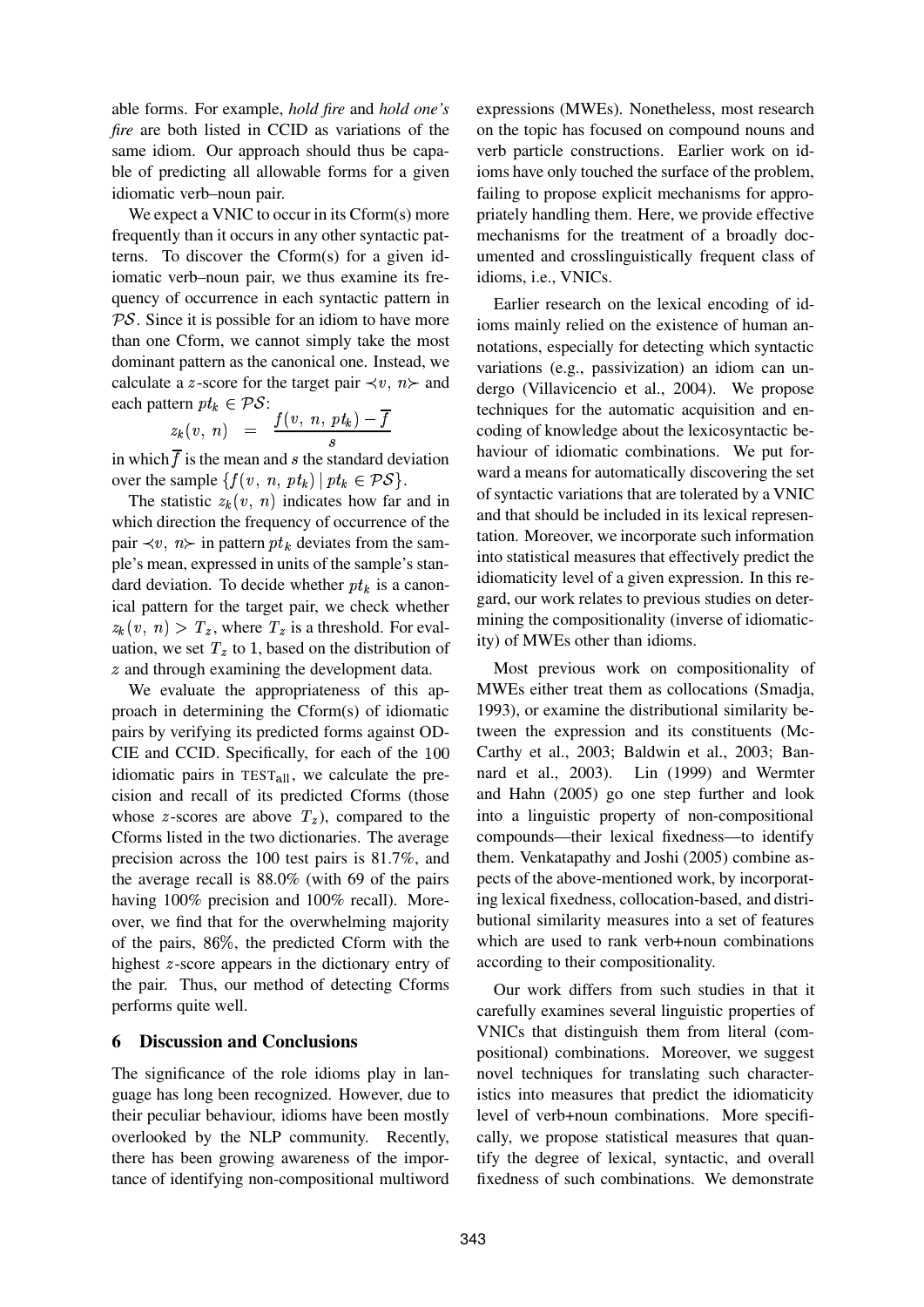able forms. For example, *hold fire* and *hold one's fire* are both listed in CCID as variations of the same idiom. Our approach should thus be capable of predicting all allowable forms for a given idiomatic verb–noun pair.

We expect a VNIC to occur in its Cform(s) more frequently than it occurs in any other syntactic patterns. To discover the Cform(s) for a given idiomatic verb–noun pair, we thus examine its frequency of occurrence in each syntactic pattern in $\mathcal{PS}$. Since it is possible for an idiom to have more than one Cform, we cannot simply take the most dominant pattern as the canonical one. Instead, we calculate a $z$-score for the target pair $\prec v,\ n \succ$ and each pattern $pt_k \in \mathcal{PS}$:

$$z_k(v,\ n) \ = \ \frac{f(v,\ n,\ pt_k) - \overline{f}}{s}$$

in which $\overline{f}$ is the mean and $s$ the standard deviation over the sample $\{f(v,\ n,\ pt_k) \mid pt_k \in \mathcal{PS}\}$.

The statistic $z_k(v,\ n)$ indicates how far and in which direction the frequency of occurrence of the pair $\prec v,\ n \succ$ in pattern $pt_k$ deviates from the sample's mean, expressed in units of the sample's standard deviation. To decide whether $pt_k$ is a canonical pattern for the target pair, we check whether $z_k(v,\ n) > T_z$, where $T_z$ is a threshold. For evaluation, we set $T_z$ to 1, based on the distribution of $z$ and through examining the development data.

We evaluate the appropriateness of this approach in determining the Cform(s) of idiomatic pairs by verifying its predicted forms against ODCIE and CCID. Specifically, for each of the 100 idiomatic pairs in $\text{TEST}_{\text{all}}$, we calculate the precision and recall of its predicted Cforms (those whose $z$-scores are above $T_z$), compared to the Cforms listed in the two dictionaries. The average precision across the 100 test pairs is 81.7%, and the average recall is 88.0% (with 69 of the pairs having 100% precision and 100% recall). Moreover, we find that for the overwhelming majority of the pairs, 86%, the predicted Cform with the highest $z$-score appears in the dictionary entry of the pair. Thus, our method of detecting Cforms performs quite well.

## 6 Discussion and Conclusions

The significance of the role idioms play in language has long been recognized. However, due to their peculiar behaviour, idioms have been mostly overlooked by the NLP community. Recently, there has been growing awareness of the importance of identifying non-compositional multiword expressions (MWEs). Nonetheless, most research on the topic has focused on compound nouns and verb particle constructions. Earlier work on idioms have only touched the surface of the problem, failing to propose explicit mechanisms for appropriately handling them. Here, we provide effective mechanisms for the treatment of a broadly documented and crosslinguistically frequent class of idioms, i.e., VNICs.

Earlier research on the lexical encoding of idioms mainly relied on the existence of human annotations, especially for detecting which syntactic variations (e.g., passivization) an idiom can undergo (Villavicencio et al., 2004). We propose techniques for the automatic acquisition and encoding of knowledge about the lexicosyntactic behaviour of idiomatic combinations. We put forward a means for automatically discovering the set of syntactic variations that are tolerated by a VNIC and that should be included in its lexical representation. Moreover, we incorporate such information into statistical measures that effectively predict the idiomaticity level of a given expression. In this regard, our work relates to previous studies on determining the compositionality (inverse of idiomaticity) of MWEs other than idioms.

Most previous work on compositionality of MWEs either treat them as collocations (Smadja, 1993), or examine the distributional similarity between the expression and its constituents (McCarthy et al., 2003; Baldwin et al., 2003; Bannard et al., 2003). Lin (1999) and Wermter and Hahn (2005) go one step further and look into a linguistic property of non-compositional compounds—their lexical fixedness—to identify them. Venkatapathy and Joshi (2005) combine aspects of the above-mentioned work, by incorporating lexical fixedness, collocation-based, and distributional similarity measures into a set of features which are used to rank verb+noun combinations according to their compositionality.

Our work differs from such studies in that it carefully examines several linguistic properties of VNICs that distinguish them from literal (compositional) combinations. Moreover, we suggest novel techniques for translating such characteristics into measures that predict the idiomaticity level of verb+noun combinations. More specifically, we propose statistical measures that quantify the degree of lexical, syntactic, and overall fixedness of such combinations. We demonstrate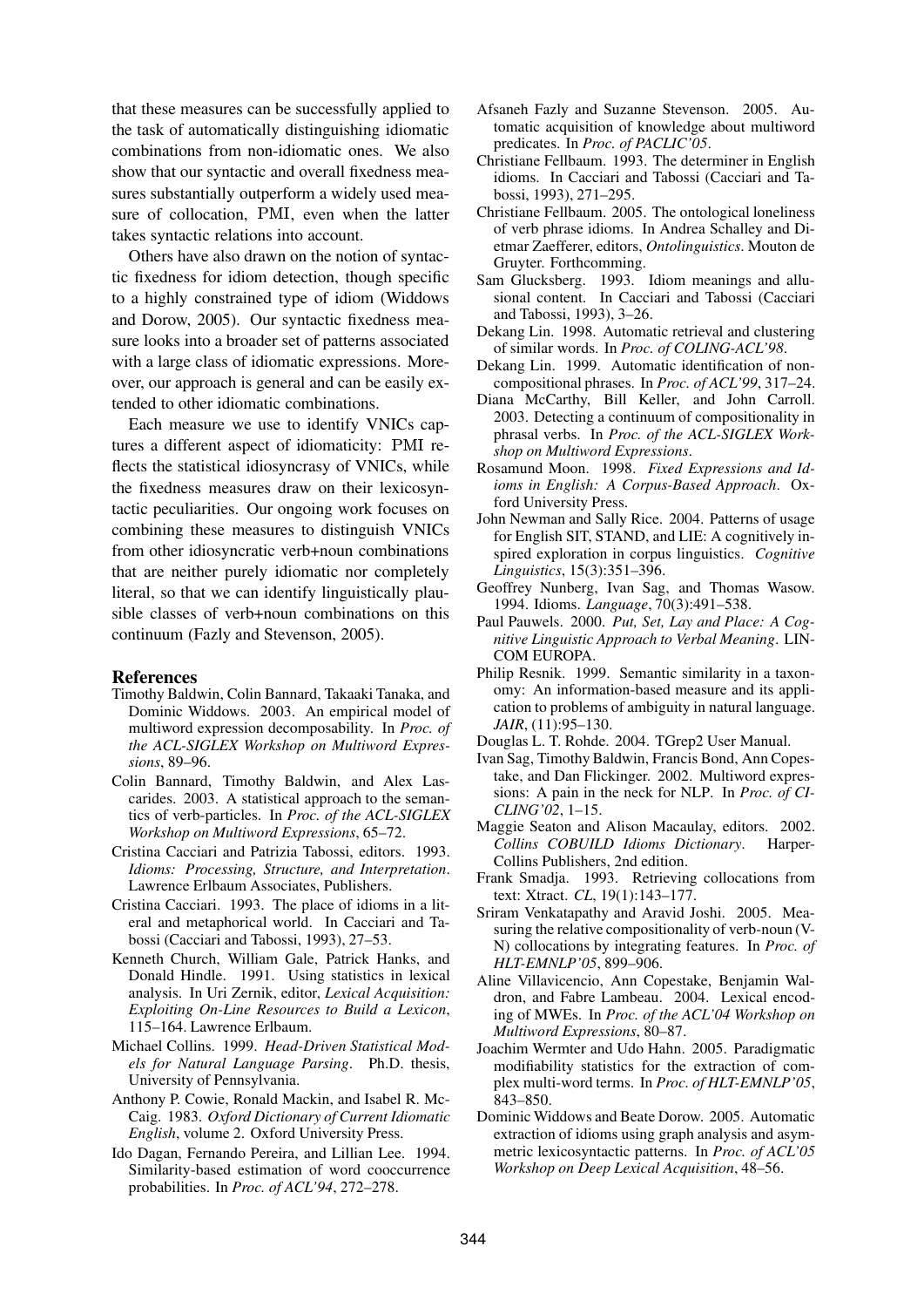that these measures can be successfully applied to the task of automatically distinguishing idiomatic combinations from non-idiomatic ones. We also show that our syntactic and overall fixedness measures substantially outperform a widely used measure of collocation, PMI, even when the latter takes syntactic relations into account.

Others have also drawn on the notion of syntactic fixedness for idiom detection, though specific to a highly constrained type of idiom (Widdows and Dorow, 2005). Our syntactic fixedness measure looks into a broader set of patterns associated with a large class of idiomatic expressions. Moreover, our approach is general and can be easily extended to other idiomatic combinations.

Each measure we use to identify VNICs captures a different aspect of idiomaticity: PMI reflects the statistical idiosyncrasy of VNICs, while the fixedness measures draw on their lexicosyntactic peculiarities. Our ongoing work focuses on combining these measures to distinguish VNICs from other idiosyncratic verb+noun combinations that are neither purely idiomatic nor completely literal, so that we can identify linguistically plausible classes of verb+noun combinations on this continuum (Fazly and Stevenson, 2005).

## References

Timothy Baldwin, Colin Bannard, Takaaki Tanaka, and Dominic Widdows. 2003. An empirical model of multiword expression decomposability. In *Proc. of the ACL-SIGLEX Workshop on Multiword Expressions*, 89–96.

Colin Bannard, Timothy Baldwin, and Alex Lascarides. 2003. A statistical approach to the semantics of verb-particles. In *Proc. of the ACL-SIGLEX Workshop on Multiword Expressions*, 65–72.

Cristina Cacciari and Patrizia Tabossi, editors. 1993. *Idioms: Processing, Structure, and Interpretation*. Lawrence Erlbaum Associates, Publishers.

Cristina Cacciari. 1993. The place of idioms in a literal and metaphorical world. In Cacciari and Tabossi (Cacciari and Tabossi, 1993), 27–53.

Kenneth Church, William Gale, Patrick Hanks, and Donald Hindle. 1991. Using statistics in lexical analysis. In Uri Zernik, editor, *Lexical Acquisition: Exploiting On-Line Resources to Build a Lexicon*, 115–164. Lawrence Erlbaum.

Michael Collins. 1999. *Head-Driven Statistical Models for Natural Language Parsing*. Ph.D. thesis, University of Pennsylvania.

Anthony P. Cowie, Ronald Mackin, and Isabel R. McCaig. 1983. *Oxford Dictionary of Current Idiomatic English*, volume 2. Oxford University Press.

Ido Dagan, Fernando Pereira, and Lillian Lee. 1994. Similarity-based estimation of word cooccurrence probabilities. In *Proc. of ACL'94*, 272–278.

Afsaneh Fazly and Suzanne Stevenson. 2005. Automatic acquisition of knowledge about multiword predicates. In *Proc. of PACLIC'05*.

Christiane Fellbaum. 1993. The determiner in English idioms. In Cacciari and Tabossi (Cacciari and Tabossi, 1993), 271–295.

Christiane Fellbaum. 2005. The ontological loneliness of verb phrase idioms. In Andrea Schalley and Dietmar Zaefferer, editors, *Ontolinguistics*. Mouton de Gruyter. Forthcomming.

Sam Glucksberg. 1993. Idiom meanings and allusional content. In Cacciari and Tabossi (Cacciari and Tabossi, 1993), 3–26.

Dekang Lin. 1998. Automatic retrieval and clustering of similar words. In *Proc. of COLING-ACL'98*.

Dekang Lin. 1999. Automatic identification of non-compositional phrases. In *Proc. of ACL'99*, 317–24.

Diana McCarthy, Bill Keller, and John Carroll. 2003. Detecting a continuum of compositionality in phrasal verbs. In *Proc. of the ACL-SIGLEX Workshop on Multiword Expressions*.

Rosamund Moon. 1998. *Fixed Expressions and Idioms in English: A Corpus-Based Approach*. Oxford University Press.

John Newman and Sally Rice. 2004. Patterns of usage for English SIT, STAND, and LIE: A cognitively inspired exploration in corpus linguistics. *Cognitive Linguistics*, 15(3):351–396.

Geoffrey Nunberg, Ivan Sag, and Thomas Wasow. 1994. Idioms. *Language*, 70(3):491–538.

Paul Pauwels. 2000. *Put, Set, Lay and Place: A Cognitive Linguistic Approach to Verbal Meaning*. LINCOM EUROPA.

Philip Resnik. 1999. Semantic similarity in a taxonomy: An information-based measure and its application to problems of ambiguity in natural language. *JAIR*, (11):95–130.

Douglas L. T. Rohde. 2004. TGrep2 User Manual.

Ivan Sag, Timothy Baldwin, Francis Bond, Ann Copestake, and Dan Flickinger. 2002. Multiword expressions: A pain in the neck for NLP. In *Proc. of CICLING'02*, 1–15.

Maggie Seaton and Alison Macaulay, editors. 2002. *Collins COBUILD Idioms Dictionary*. HarperCollins Publishers, 2nd edition.

Frank Smadja. 1993. Retrieving collocations from text: Xtract. *CL*, 19(1):143–177.

Sriram Venkatapathy and Aravid Joshi. 2005. Measuring the relative compositionality of verb-noun (V-N) collocations by integrating features. In *Proc. of HLT-EMNLP'05*, 899–906.

Aline Villavicencio, Ann Copestake, Benjamin Waldron, and Fabre Lambeau. 2004. Lexical encoding of MWEs. In *Proc. of the ACL'04 Workshop on Multiword Expressions*, 80–87.

Joachim Wermter and Udo Hahn. 2005. Paradigmatic modifiability statistics for the extraction of complex multi-word terms. In *Proc. of HLT-EMNLP'05*, 843–850.

Dominic Widdows and Beate Dorow. 2005. Automatic extraction of idioms using graph analysis and asymmetric lexicosyntactic patterns. In *Proc. of ACL'05 Workshop on Deep Lexical Acquisition*, 48–56.